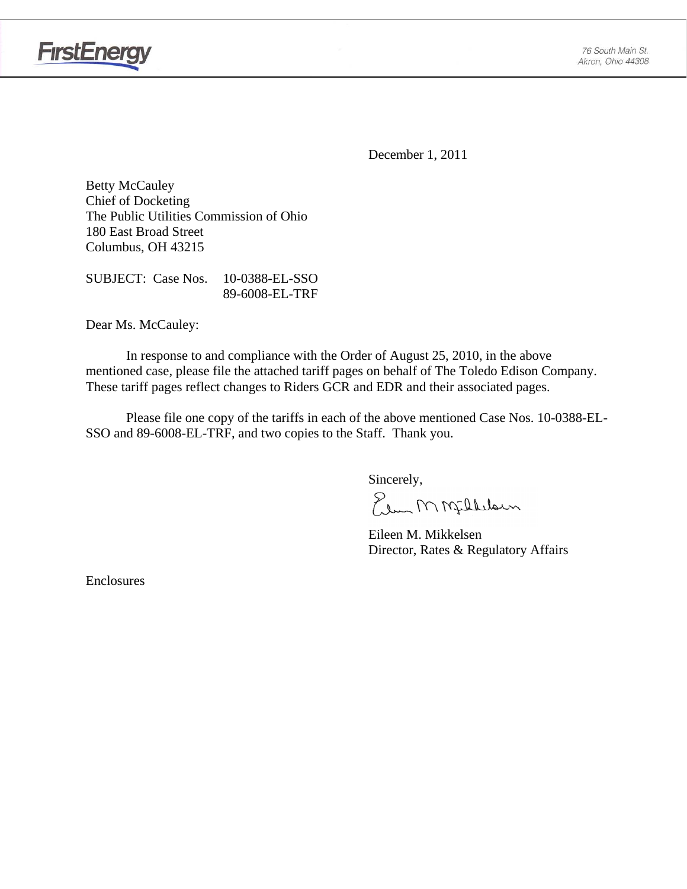FirstEnergy

76 South Main St.
Akron, Ohio 44308

December 1, 2011

Betty McCauley
Chief of Docketing
The Public Utilities Commission of Ohio
180 East Broad Street
Columbus, OH 43215

SUBJECT: Case Nos. 10-0388-EL-SSO
89-6008-EL-TRF

Dear Ms. McCauley:

In response to and compliance with the Order of August 25, 2010, in the above mentioned case, please file the attached tariff pages on behalf of The Toledo Edison Company. These tariff pages reflect changes to Riders GCR and EDR and their associated pages.

Please file one copy of the tariffs in each of the above mentioned Case Nos. 10-0388-EL-SSO and 89-6008-EL-TRF, and two copies to the Staff. Thank you.

Sincerely,

Eileen M. Mikkelsen
Director, Rates & Regulatory Affairs

Enclosures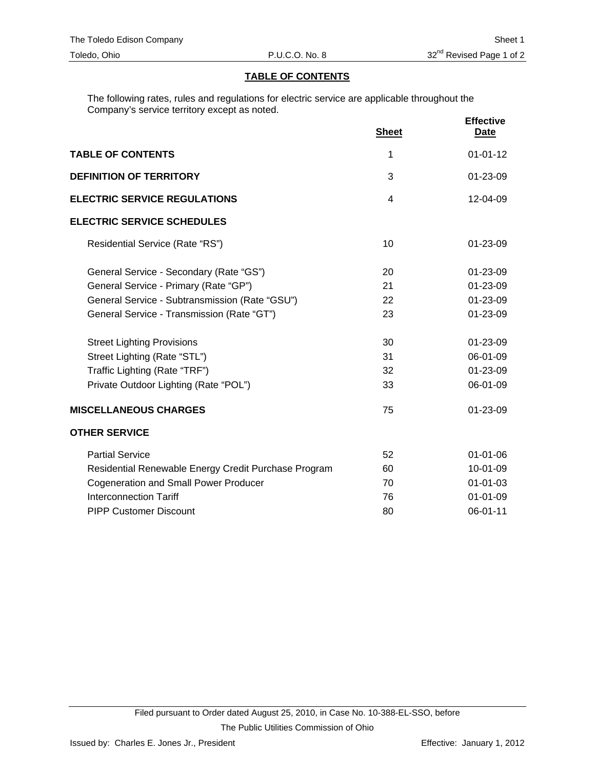## TABLE OF CONTENTS

The following rates, rules and regulations for electric service are applicable throughout the Company's service territory except as noted.

| | Sheet | Effective Date |
|---|---|---|
| **TABLE OF CONTENTS** | 1 | 01-01-12 |
| **DEFINITION OF TERRITORY** | 3 | 01-23-09 |
| **ELECTRIC SERVICE REGULATIONS** | 4 | 12-04-09 |
| **ELECTRIC SERVICE SCHEDULES** | | |
| Residential Service (Rate "RS") | 10 | 01-23-09 |
| General Service - Secondary (Rate "GS") | 20 | 01-23-09 |
| General Service - Primary (Rate "GP") | 21 | 01-23-09 |
| General Service - Subtransmission (Rate "GSU") | 22 | 01-23-09 |
| General Service - Transmission (Rate "GT") | 23 | 01-23-09 |
| Street Lighting Provisions | 30 | 01-23-09 |
| Street Lighting (Rate "STL") | 31 | 06-01-09 |
| Traffic Lighting (Rate "TRF") | 32 | 01-23-09 |
| Private Outdoor Lighting (Rate "POL") | 33 | 06-01-09 |
| **MISCELLANEOUS CHARGES** | 75 | 01-23-09 |
| **OTHER SERVICE** | | |
| Partial Service | 52 | 01-01-06 |
| Residential Renewable Energy Credit Purchase Program | 60 | 10-01-09 |
| Cogeneration and Small Power Producer | 70 | 01-01-03 |
| Interconnection Tariff | 76 | 01-01-09 |
| PIPP Customer Discount | 80 | 06-01-11 |

Filed pursuant to Order dated August 25, 2010, in Case No. 10-388-EL-SSO, before The Public Utilities Commission of Ohio

Issued by: Charles E. Jones Jr., President

Effective: January 1, 2012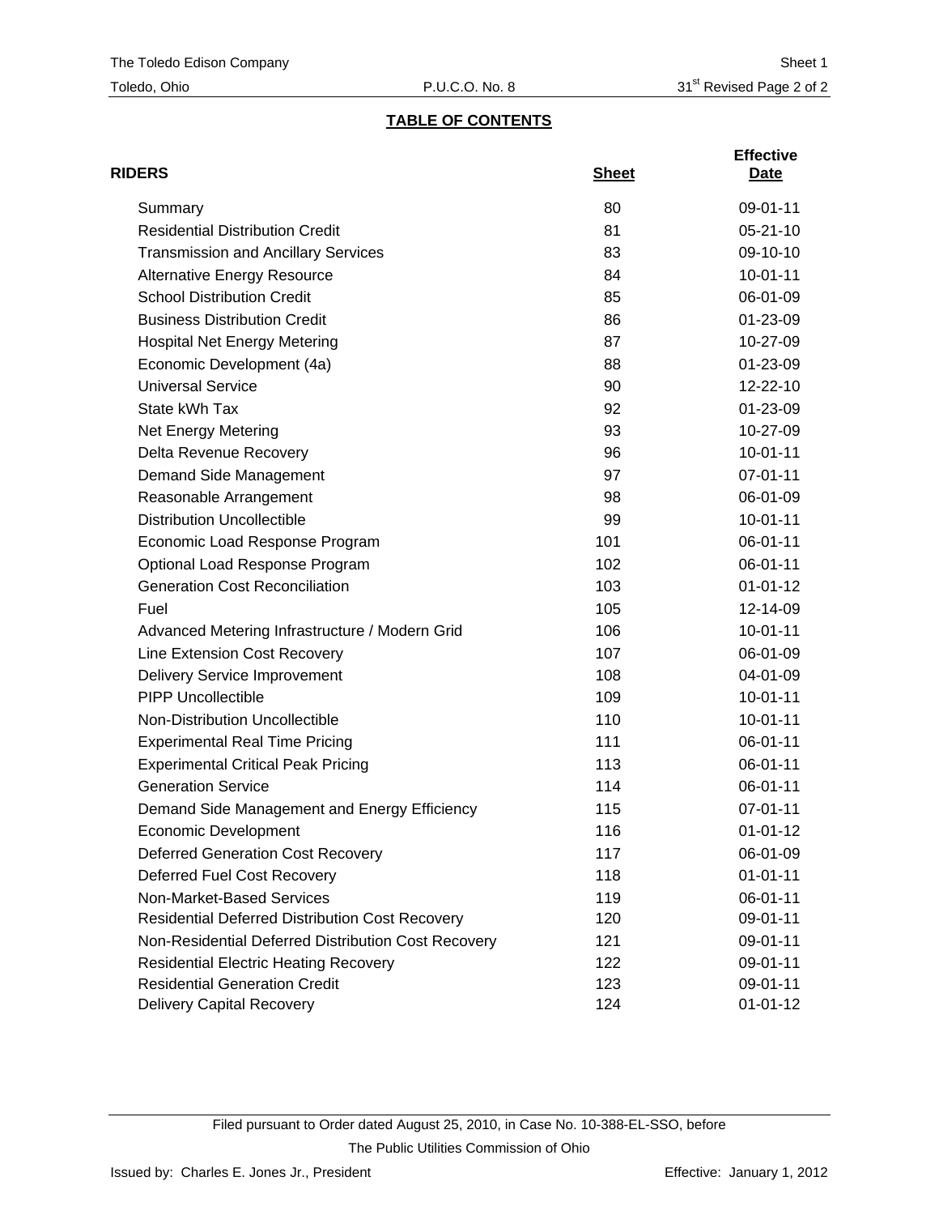## TABLE OF CONTENTS

| RIDERS | Sheet | Effective Date |
|---|---|---|
| Summary | 80 | 09-01-11 |
| Residential Distribution Credit | 81 | 05-21-10 |
| Transmission and Ancillary Services | 83 | 09-10-10 |
| Alternative Energy Resource | 84 | 10-01-11 |
| School Distribution Credit | 85 | 06-01-09 |
| Business Distribution Credit | 86 | 01-23-09 |
| Hospital Net Energy Metering | 87 | 10-27-09 |
| Economic Development (4a) | 88 | 01-23-09 |
| Universal Service | 90 | 12-22-10 |
| State kWh Tax | 92 | 01-23-09 |
| Net Energy Metering | 93 | 10-27-09 |
| Delta Revenue Recovery | 96 | 10-01-11 |
| Demand Side Management | 97 | 07-01-11 |
| Reasonable Arrangement | 98 | 06-01-09 |
| Distribution Uncollectible | 99 | 10-01-11 |
| Economic Load Response Program | 101 | 06-01-11 |
| Optional Load Response Program | 102 | 06-01-11 |
| Generation Cost Reconciliation | 103 | 01-01-12 |
| Fuel | 105 | 12-14-09 |
| Advanced Metering Infrastructure / Modern Grid | 106 | 10-01-11 |
| Line Extension Cost Recovery | 107 | 06-01-09 |
| Delivery Service Improvement | 108 | 04-01-09 |
| PIPP Uncollectible | 109 | 10-01-11 |
| Non-Distribution Uncollectible | 110 | 10-01-11 |
| Experimental Real Time Pricing | 111 | 06-01-11 |
| Experimental Critical Peak Pricing | 113 | 06-01-11 |
| Generation Service | 114 | 06-01-11 |
| Demand Side Management and Energy Efficiency | 115 | 07-01-11 |
| Economic Development | 116 | 01-01-12 |
| Deferred Generation Cost Recovery | 117 | 06-01-09 |
| Deferred Fuel Cost Recovery | 118 | 01-01-11 |
| Non-Market-Based Services | 119 | 06-01-11 |
| Residential Deferred Distribution Cost Recovery | 120 | 09-01-11 |
| Non-Residential Deferred Distribution Cost Recovery | 121 | 09-01-11 |
| Residential Electric Heating Recovery | 122 | 09-01-11 |
| Residential Generation Credit | 123 | 09-01-11 |
| Delivery Capital Recovery | 124 | 01-01-12 |

Filed pursuant to Order dated August 25, 2010, in Case No. 10-388-EL-SSO, before The Public Utilities Commission of Ohio

Issued by: Charles E. Jones Jr., President

Effective: January 1, 2012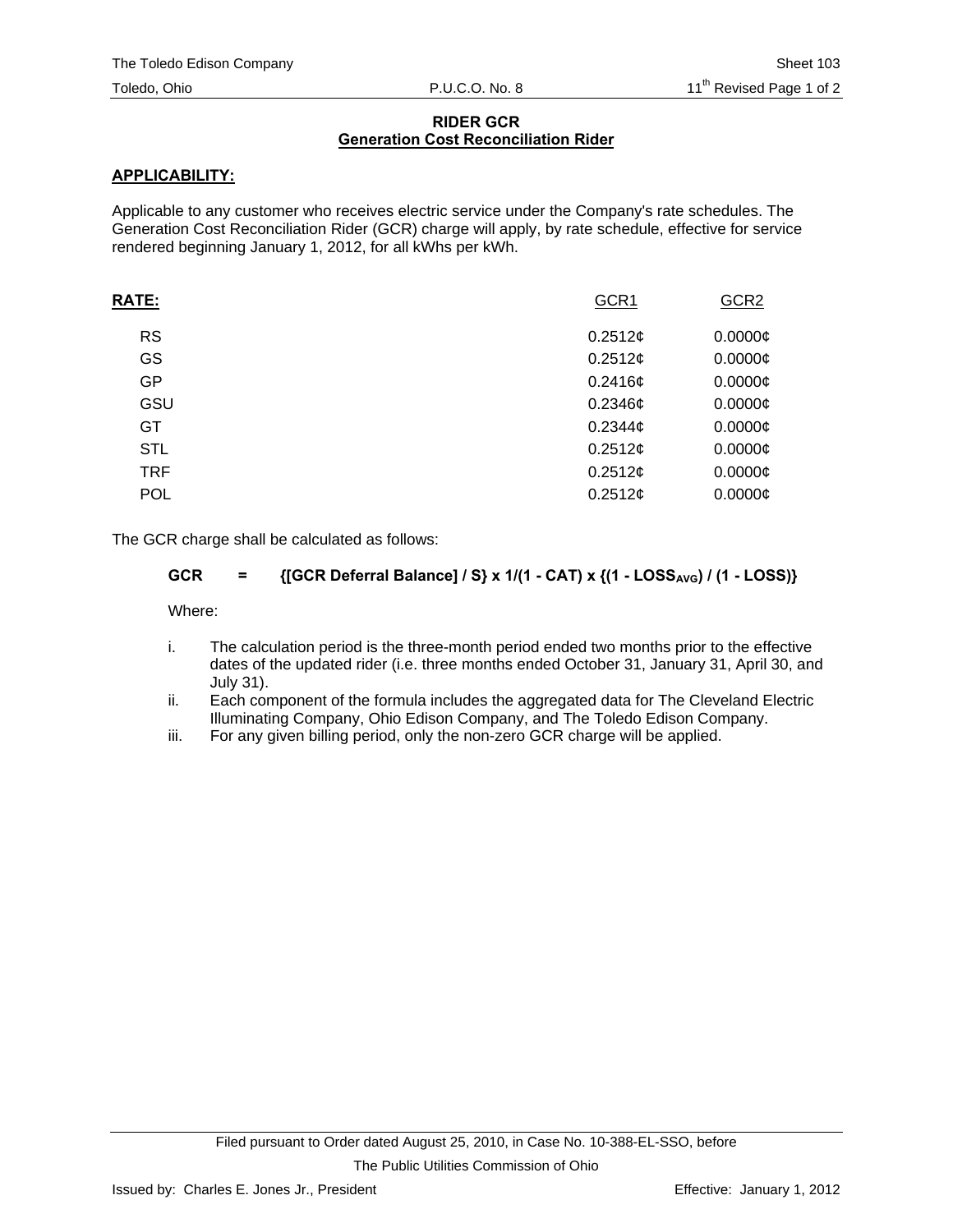The Toledo Edison Company — Sheet 103
Toledo, Ohio — P.U.C.O. No. 8 — 11th Revised Page 1 of 2

## RIDER GCR
## Generation Cost Reconciliation Rider

**APPLICABILITY:**

Applicable to any customer who receives electric service under the Company's rate schedules. The Generation Cost Reconciliation Rider (GCR) charge will apply, by rate schedule, effective for service rendered beginning January 1, 2012, for all kWhs per kWh.

| **RATE:** | GCR1 | GCR2 |
|---|---|---|
| RS | 0.2512¢ | 0.0000¢ |
| GS | 0.2512¢ | 0.0000¢ |
| GP | 0.2416¢ | 0.0000¢ |
| GSU | 0.2346¢ | 0.0000¢ |
| GT | 0.2344¢ | 0.0000¢ |
| STL | 0.2512¢ | 0.0000¢ |
| TRF | 0.2512¢ | 0.0000¢ |
| POL | 0.2512¢ | 0.0000¢ |

The GCR charge shall be calculated as follows:

$$\textbf{GCR} = \{[\text{GCR Deferral Balance}] / S\} \times 1/(1 - \text{CAT}) \times \{(1 - \text{LOSS}_{AVG}) / (1 - \text{LOSS})\}$$

Where:

i. The calculation period is the three-month period ended two months prior to the effective dates of the updated rider (i.e. three months ended October 31, January 31, April 30, and July 31).
ii. Each component of the formula includes the aggregated data for The Cleveland Electric Illuminating Company, Ohio Edison Company, and The Toledo Edison Company.
iii. For any given billing period, only the non-zero GCR charge will be applied.

Filed pursuant to Order dated August 25, 2010, in Case No. 10-388-EL-SSO, before The Public Utilities Commission of Ohio

Issued by: Charles E. Jones Jr., President — Effective: January 1, 2012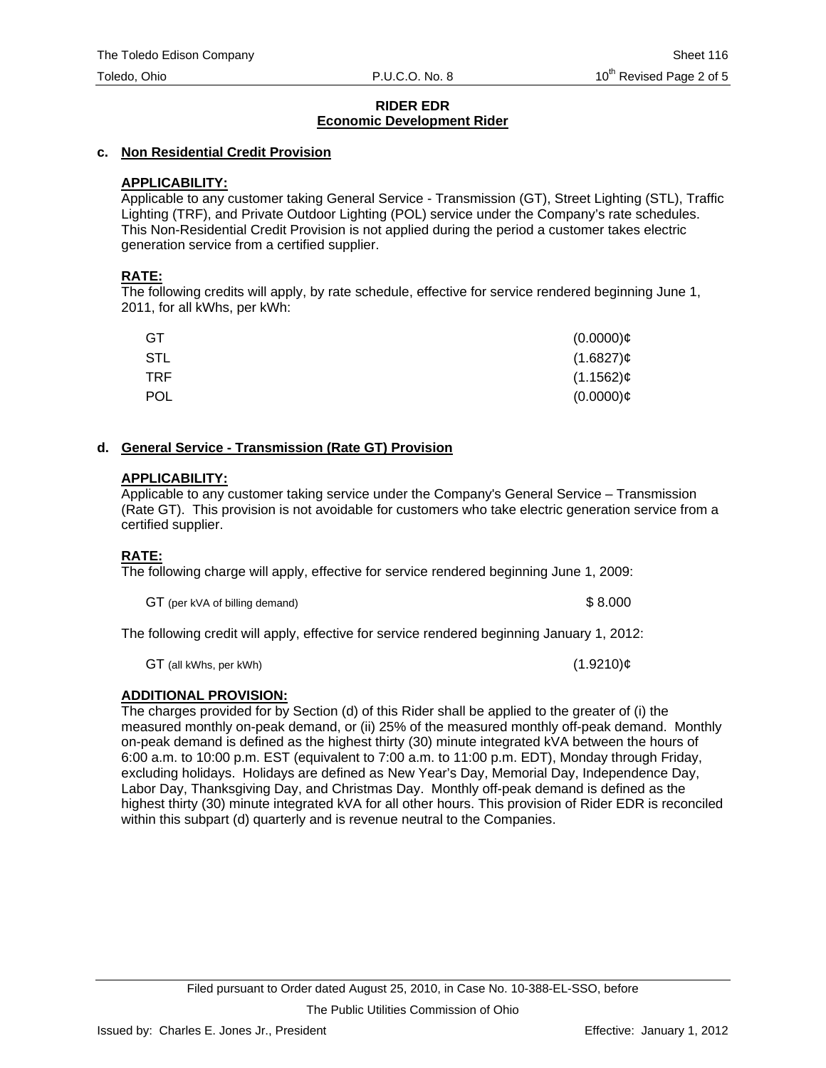## RIDER EDR
## Economic Development Rider

### c. Non Residential Credit Provision

**APPLICABILITY:**

Applicable to any customer taking General Service - Transmission (GT), Street Lighting (STL), Traffic Lighting (TRF), and Private Outdoor Lighting (POL) service under the Company's rate schedules. This Non-Residential Credit Provision is not applied during the period a customer takes electric generation service from a certified supplier.

**RATE:**

The following credits will apply, by rate schedule, effective for service rendered beginning June 1, 2011, for all kWhs, per kWh:

| | |
|---|---|
| GT | (0.0000)¢ |
| STL | (1.6827)¢ |
| TRF | (1.1562)¢ |
| POL | (0.0000)¢ |

### d. General Service - Transmission (Rate GT) Provision

**APPLICABILITY:**

Applicable to any customer taking service under the Company's General Service – Transmission (Rate GT). This provision is not avoidable for customers who take electric generation service from a certified supplier.

**RATE:**

The following charge will apply, effective for service rendered beginning June 1, 2009:

| | |
|---|---|
| GT (per kVA of billing demand) | $ 8.000 |

The following credit will apply, effective for service rendered beginning January 1, 2012:

| | |
|---|---|
| GT (all kWhs, per kWh) | (1.9210)¢ |

**ADDITIONAL PROVISION:**

The charges provided for by Section (d) of this Rider shall be applied to the greater of (i) the measured monthly on-peak demand, or (ii) 25% of the measured monthly off-peak demand. Monthly on-peak demand is defined as the highest thirty (30) minute integrated kVA between the hours of 6:00 a.m. to 10:00 p.m. EST (equivalent to 7:00 a.m. to 11:00 p.m. EDT), Monday through Friday, excluding holidays. Holidays are defined as New Year's Day, Memorial Day, Independence Day, Labor Day, Thanksgiving Day, and Christmas Day. Monthly off-peak demand is defined as the highest thirty (30) minute integrated kVA for all other hours. This provision of Rider EDR is reconciled within this subpart (d) quarterly and is revenue neutral to the Companies.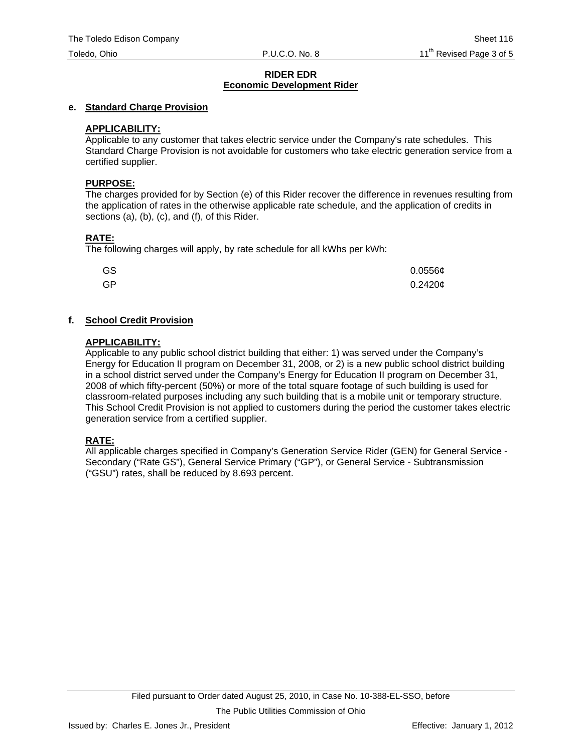**RIDER EDR**
**Economic Development Rider**

**e. Standard Charge Provision**

**APPLICABILITY:**
Applicable to any customer that takes electric service under the Company's rate schedules. This Standard Charge Provision is not avoidable for customers who take electric generation service from a certified supplier.

**PURPOSE:**
The charges provided for by Section (e) of this Rider recover the difference in revenues resulting from the application of rates in the otherwise applicable rate schedule, and the application of credits in sections (a), (b), (c), and (f), of this Rider.

**RATE:**
The following charges will apply, by rate schedule for all kWhs per kWh:

| | |
|---|---|
| GS | 0.0556¢ |
| GP | 0.2420¢ |

**f. School Credit Provision**

**APPLICABILITY:**
Applicable to any public school district building that either: 1) was served under the Company's Energy for Education II program on December 31, 2008, or 2) is a new public school district building in a school district served under the Company's Energy for Education II program on December 31, 2008 of which fifty-percent (50%) or more of the total square footage of such building is used for classroom-related purposes including any such building that is a mobile unit or temporary structure. This School Credit Provision is not applied to customers during the period the customer takes electric generation service from a certified supplier.

**RATE:**
All applicable charges specified in Company's Generation Service Rider (GEN) for General Service - Secondary ("Rate GS"), General Service Primary ("GP"), or General Service - Subtransmission ("GSU") rates, shall be reduced by 8.693 percent.

Filed pursuant to Order dated August 25, 2010, in Case No. 10-388-EL-SSO, before The Public Utilities Commission of Ohio

Issued by: Charles E. Jones Jr., President Effective: January 1, 2012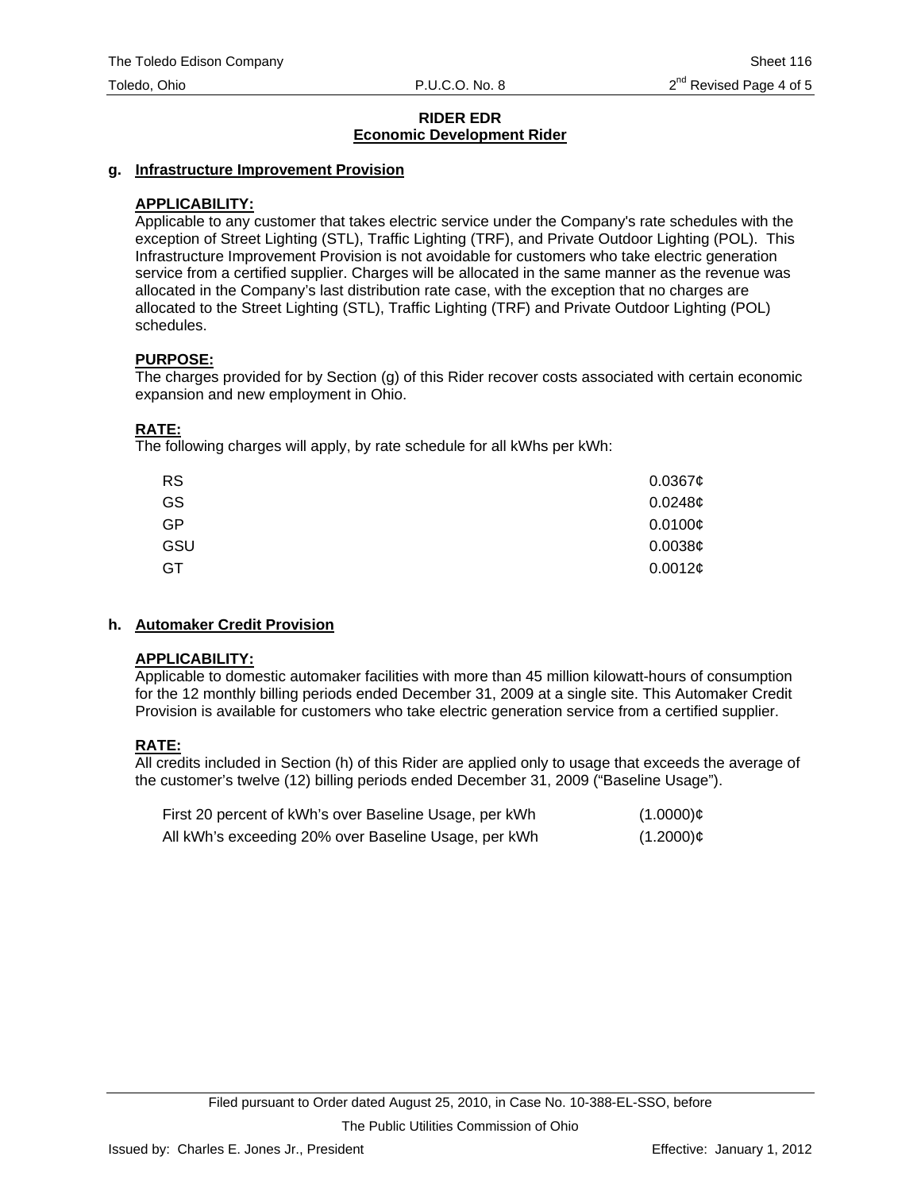**RIDER EDR**
**Economic Development Rider**

**g. Infrastructure Improvement Provision**

**APPLICABILITY:**
Applicable to any customer that takes electric service under the Company's rate schedules with the exception of Street Lighting (STL), Traffic Lighting (TRF), and Private Outdoor Lighting (POL). This Infrastructure Improvement Provision is not avoidable for customers who take electric generation service from a certified supplier. Charges will be allocated in the same manner as the revenue was allocated in the Company's last distribution rate case, with the exception that no charges are allocated to the Street Lighting (STL), Traffic Lighting (TRF) and Private Outdoor Lighting (POL) schedules.

**PURPOSE:**
The charges provided for by Section (g) of this Rider recover costs associated with certain economic expansion and new employment in Ohio.

**RATE:**
The following charges will apply, by rate schedule for all kWhs per kWh:

| | |
|---|---|
| RS | 0.0367¢ |
| GS | 0.0248¢ |
| GP | 0.0100¢ |
| GSU | 0.0038¢ |
| GT | 0.0012¢ |

**h. Automaker Credit Provision**

**APPLICABILITY:**
Applicable to domestic automaker facilities with more than 45 million kilowatt-hours of consumption for the 12 monthly billing periods ended December 31, 2009 at a single site. This Automaker Credit Provision is available for customers who take electric generation service from a certified supplier.

**RATE:**
All credits included in Section (h) of this Rider are applied only to usage that exceeds the average of the customer's twelve (12) billing periods ended December 31, 2009 ("Baseline Usage").

| | |
|---|---|
| First 20 percent of kWh's over Baseline Usage, per kWh | (1.0000)¢ |
| All kWh's exceeding 20% over Baseline Usage, per kWh | (1.2000)¢ |

Filed pursuant to Order dated August 25, 2010, in Case No. 10-388-EL-SSO, before The Public Utilities Commission of Ohio

Issued by: Charles E. Jones Jr., President

Effective: January 1, 2012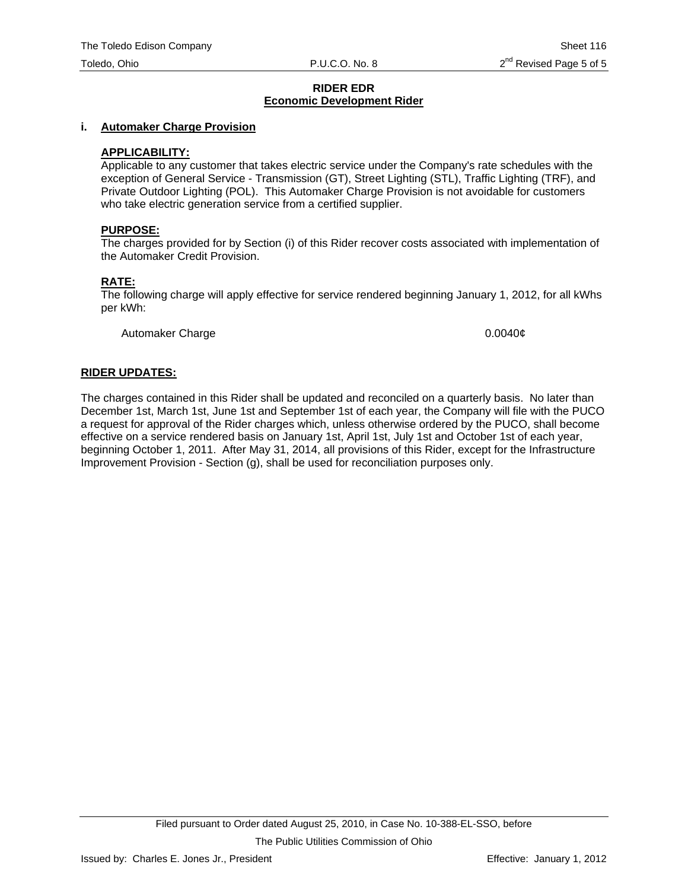**RIDER EDR**
**Economic Development Rider**

**i. Automaker Charge Provision**

**APPLICABILITY:**
Applicable to any customer that takes electric service under the Company's rate schedules with the exception of General Service - Transmission (GT), Street Lighting (STL), Traffic Lighting (TRF), and Private Outdoor Lighting (POL). This Automaker Charge Provision is not avoidable for customers who take electric generation service from a certified supplier.

**PURPOSE:**
The charges provided for by Section (i) of this Rider recover costs associated with implementation of the Automaker Credit Provision.

**RATE:**
The following charge will apply effective for service rendered beginning January 1, 2012, for all kWhs per kWh:

| | |
|---|---|
| Automaker Charge | 0.0040¢ |

**RIDER UPDATES:**

The charges contained in this Rider shall be updated and reconciled on a quarterly basis. No later than December 1st, March 1st, June 1st and September 1st of each year, the Company will file with the PUCO a request for approval of the Rider charges which, unless otherwise ordered by the PUCO, shall become effective on a service rendered basis on January 1st, April 1st, July 1st and October 1st of each year, beginning October 1, 2011. After May 31, 2014, all provisions of this Rider, except for the Infrastructure Improvement Provision - Section (g), shall be used for reconciliation purposes only.

Filed pursuant to Order dated August 25, 2010, in Case No. 10-388-EL-SSO, before

The Public Utilities Commission of Ohio

Issued by: Charles E. Jones Jr., President

Effective: January 1, 2012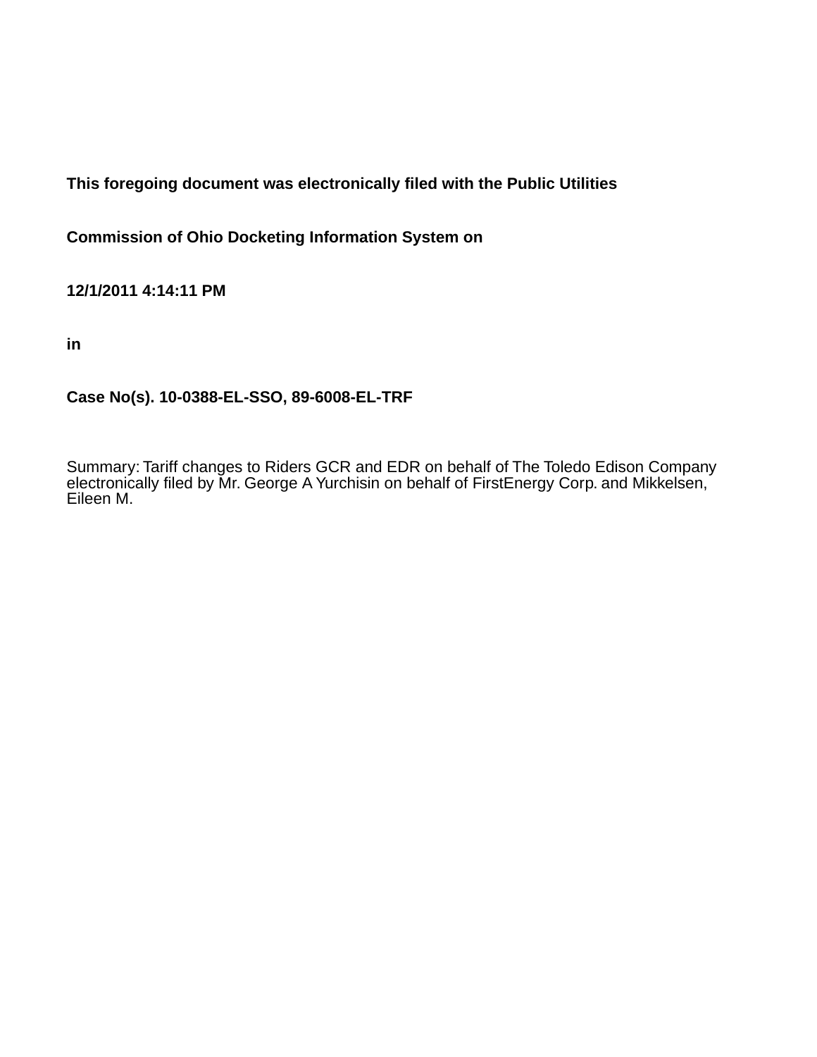**This foregoing document was electronically filed with the Public Utilities**

**Commission of Ohio Docketing Information System on**

**12/1/2011 4:14:11 PM**

**in**

**Case No(s). 10-0388-EL-SSO, 89-6008-EL-TRF**

Summary: Tariff changes to Riders GCR and EDR on behalf of The Toledo Edison Company electronically filed by Mr. George A Yurchisin on behalf of FirstEnergy Corp. and Mikkelsen, Eileen M.